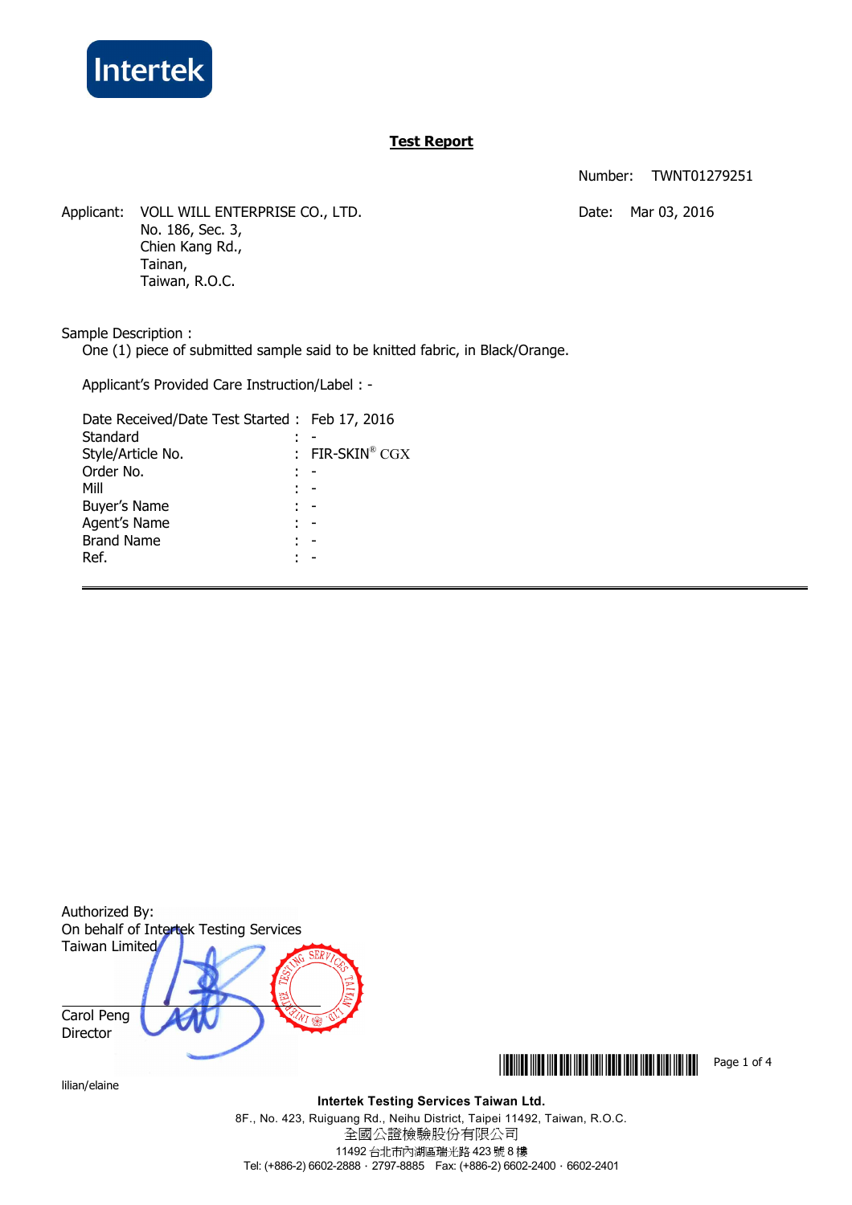Intertek

# Test Report

Number: TWNT01279251

Applicant: VOLL WILL ENTERPRISE CO., LTD.
No. 186, Sec. 3,
Chien Kang Rd.,
Tainan,
Taiwan, R.O.C.

Date: Mar 03, 2016

Sample Description :
One (1) piece of submitted sample said to be knitted fabric, in Black/Orange.

Applicant's Provided Care Instruction/Label : -

| | | |
|---|---|---|
| Date Received/Date Test Started | : | Feb 17, 2016 |
| Standard | : | - |
| Style/Article No. | : | FIR-SKIN® CGX |
| Order No. | : | - |
| Mill | : | - |
| Buyer's Name | : | - |
| Agent's Name | : | - |
| Brand Name | : | - |
| Ref. | : | - |

---

Authorized By:
On behalf of Intertek Testing Services
Taiwan Limited

Carol Peng
Director

lilian/elaine

**Intertek Testing Services Taiwan Ltd.**
8F., No. 423, Ruiguang Rd., Neihu District, Taipei 11492, Taiwan, R.O.C.
全國公證檢驗股份有限公司
11492 台北市內湖區瑞光路 423 號 8 樓
Tel: (+886-2) 6602-2888 · 2797-8885 Fax: (+886-2) 6602-2400 · 6602-2401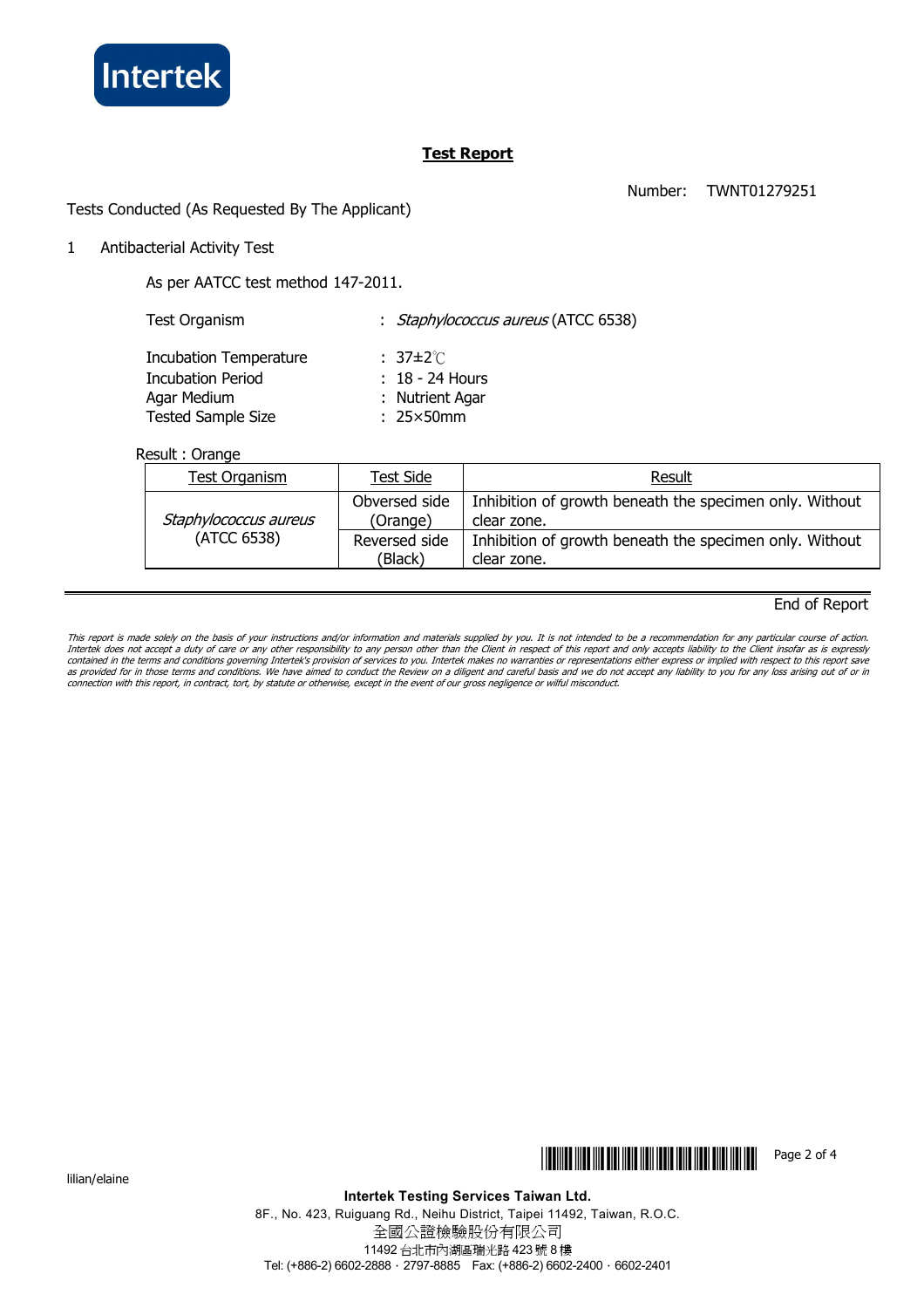**Intertek**

# Test Report

Number: TWNT01279251

Tests Conducted (As Requested By The Applicant)

1 Antibacterial Activity Test

As per AATCC test method 147-2011.

Test Organism : *Staphylococcus aureus* (ATCC 6538)

Incubation Temperature : 37±2℃
Incubation Period : 18 - 24 Hours
Agar Medium : Nutrient Agar
Tested Sample Size : 25×50mm

Result : Orange

| Test Organism | Test Side | Result |
|---|---|---|
| *Staphylococcus aureus* (ATCC 6538) | Obversed side (Orange) | Inhibition of growth beneath the specimen only. Without clear zone. |
| | Reversed side (Black) | Inhibition of growth beneath the specimen only. Without clear zone. |

End of Report

*This report is made solely on the basis of your instructions and/or information and materials supplied by you. It is not intended to be a recommendation for any particular course of action. Intertek does not accept a duty of care or any other responsibility to any person other than the Client in respect of this report and only accepts liability to the Client insofar as is expressly contained in the terms and conditions governing Intertek's provision of services to you. Intertek makes no warranties or representations either express or implied with respect to this report save as provided for in those terms and conditions. We have aimed to conduct the Review on a diligent and careful basis and we do not accept any liability to you for any loss arising out of or in connection with this report, in contract, tort, by statute or otherwise, except in the event of our gross negligence or wilful misconduct.*

lilian/elaine

**Intertek Testing Services Taiwan Ltd.**
8F., No. 423, Ruiguang Rd., Neihu District, Taipei 11492, Taiwan, R.O.C.
全國公證檢驗股份有限公司
11492 台北市內湖區瑞光路 423 號 8 樓
Tel: (+886-2) 6602-2888 · 2797-8885 Fax: (+886-2) 6602-2400 · 6602-2401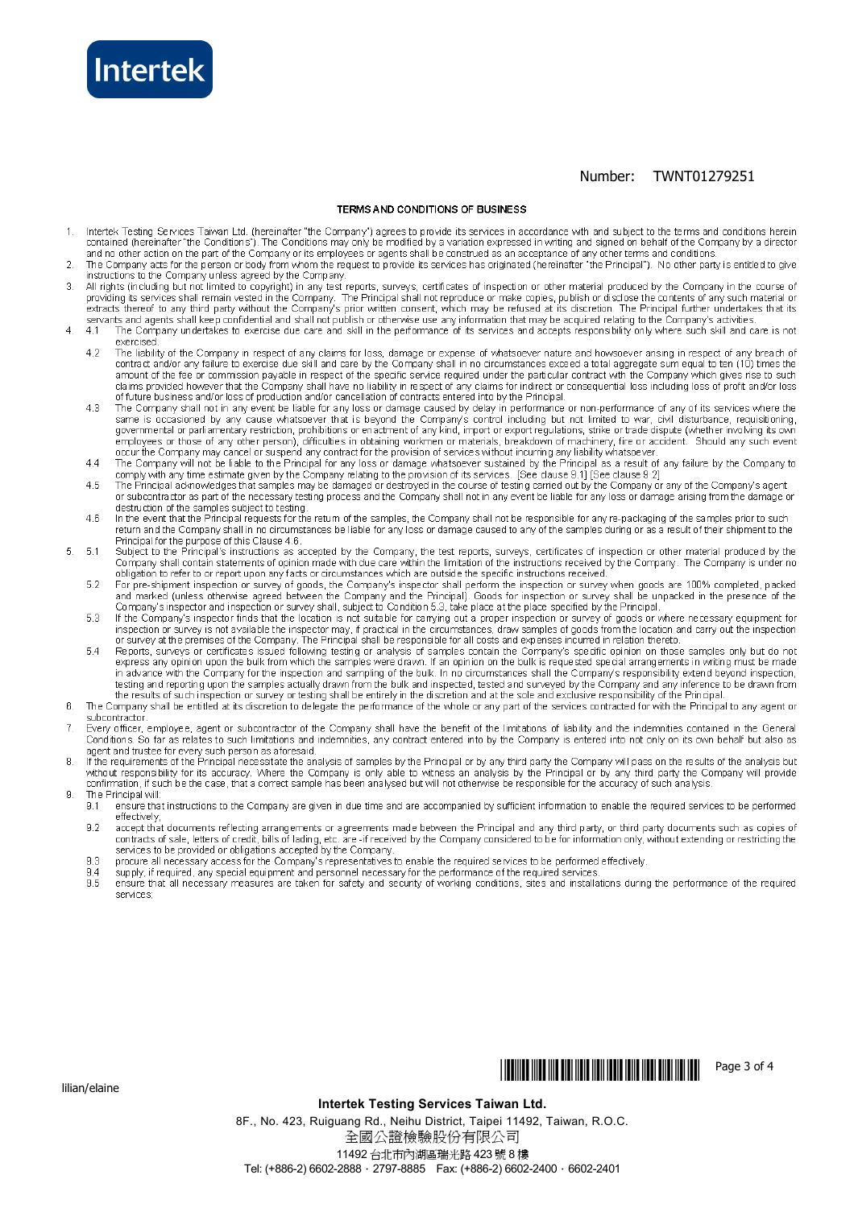Number: TWNT01279251

## TERMS AND CONDITIONS OF BUSINESS

1. Intertek Testing Services Taiwan Ltd. (hereinafter "the Company") agrees to provide its services in accordance with and subject to the terms and conditions herein contained (hereinafter "the Conditions"). The Conditions may only be modified by a variation expressed in writing and signed on behalf of the Company by a director and no other action on the part of the Company or its employees or agents shall be construed as an acceptance of any other terms and conditions.
2. The Company acts for the person or body from whom the request to provide its services has originated (hereinafter "the Principal"). No other party is entitled to give instructions to the Company unless agreed by the Company.
3. All rights (including but not limited to copyright) in any test reports, surveys, certificates of inspection or other material produced by the Company in the course of providing its services shall remain vested in the Company. The Principal shall not reproduce or make copies, publish or disclose the contents of any such material or extracts thereof to any third party without the Company's prior written consent, which may be refused at its discretion. The Principal further undertakes that its servants and agents shall keep confidential and shall not publish or otherwise use any information that may be acquired relating to the Company's activities.
4. 4.1 The Company undertakes to exercise due care and skill in the performance of its services and accepts responsibility only where such skill and care is not exercised.
   - 4.2 The liability of the Company in respect of any claims for loss, damage or expense of whatsoever nature and howsoever arising in respect of any breach of contract and/or any failure to exercise due skill and care by the Company shall in no circumstances exceed a total aggregate sum equal to ten (10) times the amount of the fee or commission payable in respect of the specific service required under the particular contract with the Company which gives rise to such claims provided however that the Company shall have no liability in respect of any claims for indirect or consequential loss including loss of profit and/or loss of future business and/or loss of production and/or cancellation of contracts entered into by the Principal.
   - 4.3 The Company shall not in any event be liable for any loss or damage caused by delay in performance or non-performance of any of its services where the same is occasioned by any cause whatsoever that is beyond the Company's control including but not limited to war, civil disturbance, requisitioning, governmental or parliamentary restriction, prohibitions or enactment of any kind, import or export regulations, strike or trade dispute (whether involving its own employees or those of any other person), difficulties in obtaining workmen or materials, breakdown of machinery, fire or accident. Should any such event occur the Company may cancel or suspend any contract for the provision of services without incurring any liability whatsoever.
   - 4.4 The Company will not be liable to the Principal for any loss or damage whatsoever sustained by the Principal as a result of any failure by the Company to comply with any time estimate given by the Company relating to the provision of its services. [See clause 9.1] [See clause 9.2]
   - 4.5 The Principal acknowledges that samples may be damaged or destroyed in the course of testing carried out by the Company or any of the Company's agent or subcontractor as part of the necessary testing process and the Company shall not in any event be liable for any loss or damage arising from the damage or destruction of the samples subject to testing.
   - 4.6 In the event that the Principal requests for the return of the samples, the Company shall not be responsible for any re-packaging of the samples prior to such return and the Company shall in no circumstances be liable for any loss or damage caused to any of the samples during or as a result of their shipment to the Principal for the purpose of this Clause 4.6.
5. 5.1 Subject to the Principal's instructions as accepted by the Company, the test reports, surveys, certificates of inspection or other material produced by the Company shall contain statements of opinion made with due care within the limitation of the instructions received by the Company. The Company is under no obligation to refer to or report upon any facts or circumstances which are outside the specific instructions received.
   - 5.2 For pre-shipment inspection or survey of goods, the Company's inspector shall perform the inspection or survey when goods are 100% completed, packed and marked (unless otherwise agreed between the Company and the Principal). Goods for inspection or survey shall be unpacked in the presence of the Company's inspector and inspection or survey shall, subject to Condition 5.3, take place at the place specified by the Principal.
   - 5.3 If the Company's inspector finds that the location is not suitable for carrying out a proper inspection or survey of goods or where necessary equipment for inspection or survey is not available the inspector may, if practical in the circumstances, draw samples of goods from the location and carry out the inspection or survey at the premises of the Company. The Principal shall be responsible for all costs and expenses incurred in relation thereto.
   - 5.4 Reports, surveys or certificates issued following testing or analysis of samples contain the Company's specific opinion on those samples only but do not express any opinion upon the bulk from which the samples were drawn. If an opinion on the bulk is requested special arrangements in writing must be made in advance with the Company for the inspection and sampling of the bulk. In no circumstances shall the Company's responsibility extend beyond inspection, testing and reporting upon the samples actually drawn from the bulk and inspected, tested and surveyed by the Company and any inference to be drawn from the results of such inspection or survey or testing shall be entirely in the discretion and at the sole and exclusive responsibility of the Principal.
6. The Company shall be entitled at its discretion to delegate the performance of the whole or any part of the services contracted for with the Principal to any agent or subcontractor.
7. Every officer, employee, agent or subcontractor of the Company shall have the benefit of the limitations of liability and the indemnities contained in the General Conditions. So far as relates to such limitations and indemnities, any contract entered into by the Company is entered into not only on its own behalf but also as agent and trustee for every such person as aforesaid.
8. If the requirements of the Principal necessitate the analysis of samples by the Principal or by any third party the Company will pass on the results of the analysis but without responsibility for its accuracy. Where the Company is only able to witness an analysis by the Principal or by any third party the Company will provide confirmation, if such be the case, that a correct sample has been analysed but will not otherwise be responsible for the accuracy of such analysis.
9. The Principal will:
   - 9.1 ensure that instructions to the Company are given in due time and are accompanied by sufficient information to enable the required services to be performed effectively;
   - 9.2 accept that documents reflecting arrangements or agreements made between the Principal and any third party, or third party documents such as copies of contracts of sale, letters of credit, bills of lading, etc. are -if received by the Company considered to be for information only, without extending or restricting the services to be provided or obligations accepted by the Company.
   - 9.3 procure all necessary access for the Company's representatives to enable the required services to be performed effectively.
   - 9.4 supply, if required, any special equipment and personnel necessary for the performance of the required services.
   - 9.5 ensure that all necessary measures are taken for safety and security of working conditions, sites and installations during the performance of the required services;

lilian/elaine

**Intertek Testing Services Taiwan Ltd.**
8F., No. 423, Ruiguang Rd., Neihu District, Taipei 11492, Taiwan, R.O.C.
全國公證檢驗股份有限公司
11492 台北市內湖區瑞光路 423 號 8 樓
Tel: (+886-2) 6602-2888 · 2797-8885 Fax: (+886-2) 6602-2400 · 6602-2401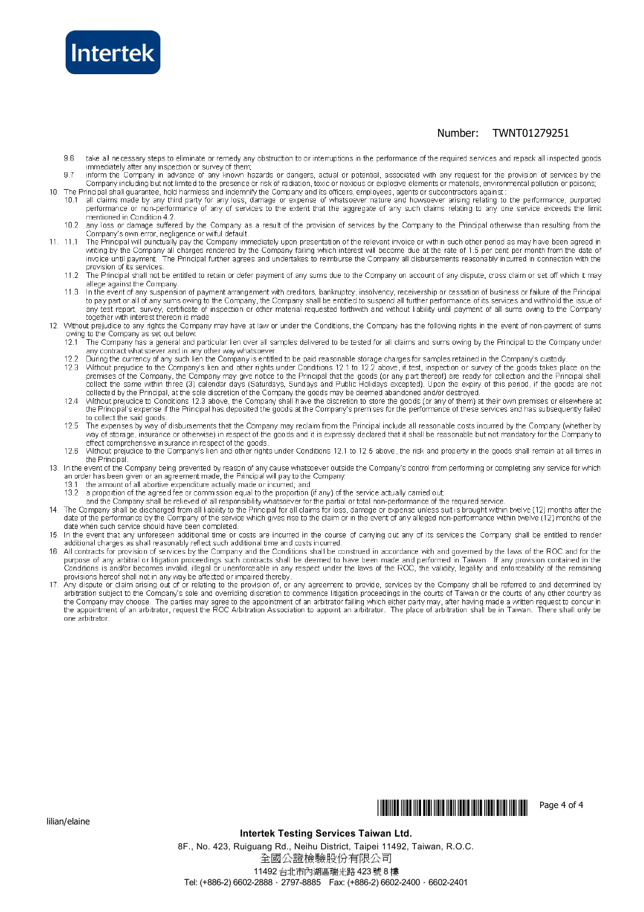Number: TWNT01279251

9.6 take all necessary steps to eliminate or remedy any obstruction to or interruptions in the performance of the required services and repack all inspected goods immediately after any inspection or survey of them;

9.7 inform the Company in advance of any known hazards or dangers, actual or potential, associated with any request for the provision of services by the Company including but not limited to the presence or risk of radiation, toxic or noxious or explosive elements or materials, environmental pollution or poisons;

10. The Principal shall guarantee, hold harmless and indemnify the Company and its officers, employees, agents or subcontractors against :

10.1 all claims made by any third party for any loss, damage or expense of whatsoever nature and howsoever arising relating to the performance, purported performance or non-performance of any of services to the extent that the aggregate of any such claims relating to any one service exceeds the limit mentioned in Condition 4.2.

10.2 any loss or damage suffered by the Company as a result of the provision of services by the Company to the Principal otherwise than resulting from the Company's own error, negligence or wilful default.

11. 11.1 The Principal will punctually pay the Company immediately upon presentation of the relevant invoice or within such other period as may have been agreed in writing by the Company all charges rendered by the Company failing which interest will become due at the rate of 1.5 per cent per month from the date of invoice until payment. The Principal further agrees and undertakes to reimburse the Company all disbursements reasonably incurred in connection with the provision of its services.

11.2 The Principal shall not be entitled to retain or defer payment of any sums due to the Company on account of any dispute, cross claim or set off which it may allege against the Company.

11.3 In the event of any suspension of payment arrangement with creditors, bankruptcy, insolvency, receivership or cessation of business or failure of the Principal to pay part or all of any sums owing to the Company, the Company shall be entitled to suspend all further performance of its services and withhold the issue of any test report, survey, certificate of inspection or other material requested forthwith and without liability until payment of all sums owing to the Company together with interest thereon is made.

12. Without prejudice to any rights the Company may have at law or under the Conditions, the Company has the following rights in the event of non-payment of sums owing to the Company as set out below:

12.1 The Company has a general and particular lien over all samples delivered to be tested for all claims and sums owing by the Principal to the Company under any contract whatsoever and in any other way whatsoever.

12.2 During the currency of any such lien the Company is entitled to be paid reasonable storage charges for samples retained in the Company's custody.

12.3 Without prejudice to the Company's lien and other rights under Conditions 12.1 to 12.2 above, if test, inspection or survey of the goods takes place on the premises of the Company, the Company may give notice to the Principal that the goods (or any part thereof) are ready for collection and the Principal shall collect the same within three (3) calendar days (Saturdays, Sundays and Public Holidays excepted). Upon the expiry of this period, if the goods are not collected by the Principal, at the sole discretion of the Company the goods may be deemed abandoned and/or destroyed.

12.4 Without prejudice to Conditions 12.3 above, the Company shall have the discretion to store the goods (or any of them) at their own premises or elsewhere at the Principal's expense if the Principal has deposited the goods at the Company's premises for the performance of these services and has subsequently failed to collect the said goods.

12.5 The expenses by way of disbursements that the Company may reclaim from the Principal include all reasonable costs incurred by the Company (whether by way of storage, insurance or otherwise) in respect of the goods and it is expressly declared that it shall be reasonable but not mandatory for the Company to effect comprehensive insurance in respect of the goods.

12.6 Without prejudice to the Company's lien and other rights under Conditions 12.1 to 12.5 above, the risk and property in the goods shall remain at all times in the Principal.

13. In the event of the Company being prevented by reason of any cause whatsoever outside the Company's control from performing or completing any service for which an order has been given or an agreement made, the Principal will pay to the Company:

13.1 the amount of all abortive expenditure actually made or incurred; and

13.2 a proportion of the agreed fee or commission equal to the proportion (if any) of the service actually carried out.

and the Company shall be relieved of all responsibility whatsoever for the partial or total non-performance of the required service.

14. The Company shall be discharged from all liability to the Principal for all claims for loss, damage or expense unless suit is brought within twelve (12) months after the date of the performance by the Company of the service which gives rise to the claim or in the event of any alleged non-performance within twelve (12) months of the date when such service should have been completed.

15. In the event that any unforeseen additional time or costs are incurred in the course of carrying out any of its services the Company shall be entitled to render additional charges as shall reasonably reflect such additional time and costs incurred.

16. All contracts for provision of services by the Company and the Conditions shall be construed in accordance with and governed by the laws of the ROC and for the purpose of any arbitral or litigation proceedings such contracts shall be deemed to have been made and performed in Taiwan. If any provision contained in the Conditions is and/or becomes invalid, illegal or unenforceable in any respect under the laws of the ROC, the validity, legality and enforceability of the remaining provisions hereof shall not in any way be affected or impaired thereby.

17. Any dispute or claim arising out of or relating to the provision of, or any agreement to provide, services by the Company shall be referred to and determined by arbitration subject to the Company's sole and overriding discretion to commence litigation proceedings in the courts of Taiwan or the courts of any other country as the Company may choose. The parties may agree to the appointment of an arbitrator failing which either party may, after having made a written request to concur in the appointment of an arbitrator, request the ROC Arbitration Association to appoint an arbitrator. The place of arbitration shall be in Taiwan. There shall only be one arbitrator.

lilian/elaine

**Intertek Testing Services Taiwan Ltd.**
8F., No. 423, Ruiguang Rd., Neihu District, Taipei 11492, Taiwan, R.O.C.
全國公證檢驗股份有限公司
11492 台北市內湖區瑞光路 423 號 8 樓
Tel: (+886-2) 6602-2888 · 2797-8885 Fax: (+886-2) 6602-2400 · 6602-2401